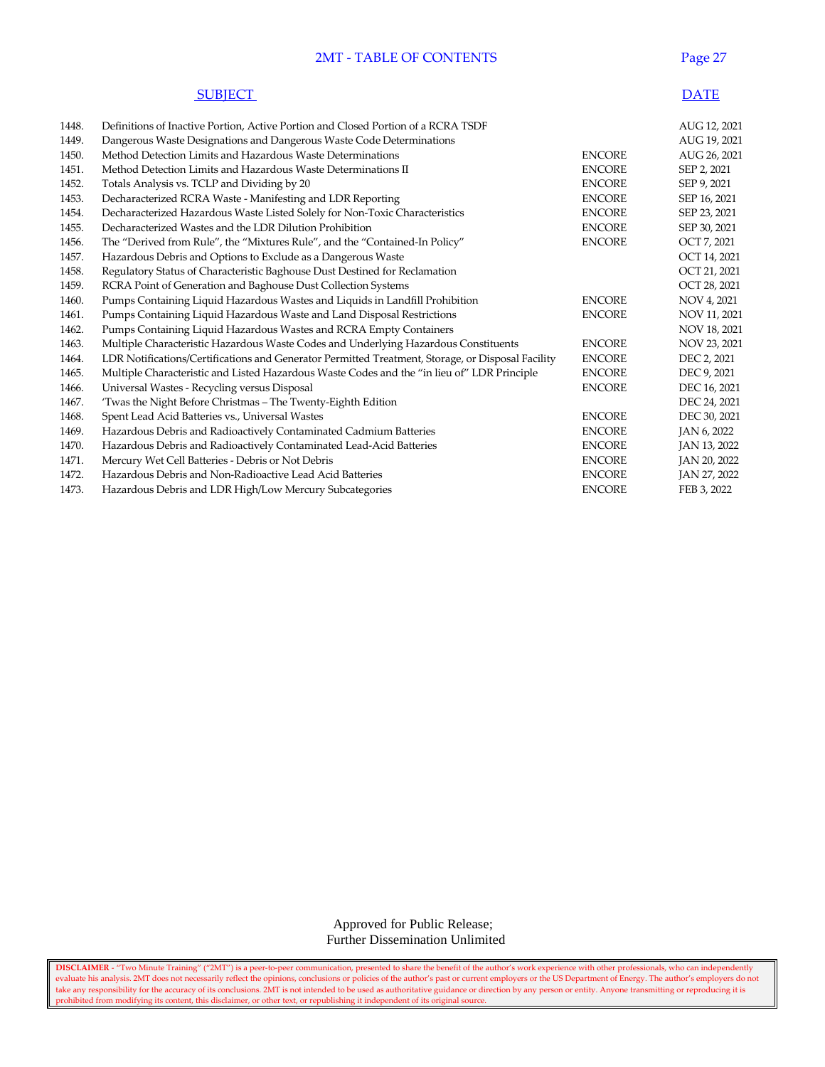# 2MT - TABLE OF CONTENTS

| | SUBJECT | | DATE |
|---|---|---|---|
| 1448. | Definitions of Inactive Portion, Active Portion and Closed Portion of a RCRA TSDF | | AUG 12, 2021 |
| 1449. | Dangerous Waste Designations and Dangerous Waste Code Determinations | | AUG 19, 2021 |
| 1450. | Method Detection Limits and Hazardous Waste Determinations | ENCORE | AUG 26, 2021 |
| 1451. | Method Detection Limits and Hazardous Waste Determinations II | ENCORE | SEP 2, 2021 |
| 1452. | Totals Analysis vs. TCLP and Dividing by 20 | ENCORE | SEP 9, 2021 |
| 1453. | Decharacterized RCRA Waste - Manifesting and LDR Reporting | ENCORE | SEP 16, 2021 |
| 1454. | Decharacterized Hazardous Waste Listed Solely for Non-Toxic Characteristics | ENCORE | SEP 23, 2021 |
| 1455. | Decharacterized Wastes and the LDR Dilution Prohibition | ENCORE | SEP 30, 2021 |
| 1456. | The "Derived from Rule", the "Mixtures Rule", and the "Contained-In Policy" | ENCORE | OCT 7, 2021 |
| 1457. | Hazardous Debris and Options to Exclude as a Dangerous Waste | | OCT 14, 2021 |
| 1458. | Regulatory Status of Characteristic Baghouse Dust Destined for Reclamation | | OCT 21, 2021 |
| 1459. | RCRA Point of Generation and Baghouse Dust Collection Systems | | OCT 28, 2021 |
| 1460. | Pumps Containing Liquid Hazardous Wastes and Liquids in Landfill Prohibition | ENCORE | NOV 4, 2021 |
| 1461. | Pumps Containing Liquid Hazardous Waste and Land Disposal Restrictions | ENCORE | NOV 11, 2021 |
| 1462. | Pumps Containing Liquid Hazardous Wastes and RCRA Empty Containers | | NOV 18, 2021 |
| 1463. | Multiple Characteristic Hazardous Waste Codes and Underlying Hazardous Constituents | ENCORE | NOV 23, 2021 |
| 1464. | LDR Notifications/Certifications and Generator Permitted Treatment, Storage, or Disposal Facility | ENCORE | DEC 2, 2021 |
| 1465. | Multiple Characteristic and Listed Hazardous Waste Codes and the "in lieu of" LDR Principle | ENCORE | DEC 9, 2021 |
| 1466. | Universal Wastes - Recycling versus Disposal | ENCORE | DEC 16, 2021 |
| 1467. | 'Twas the Night Before Christmas – The Twenty-Eighth Edition | | DEC 24, 2021 |
| 1468. | Spent Lead Acid Batteries vs., Universal Wastes | ENCORE | DEC 30, 2021 |
| 1469. | Hazardous Debris and Radioactively Contaminated Cadmium Batteries | ENCORE | JAN 6, 2022 |
| 1470. | Hazardous Debris and Radioactively Contaminated Lead-Acid Batteries | ENCORE | JAN 13, 2022 |
| 1471. | Mercury Wet Cell Batteries - Debris or Not Debris | ENCORE | JAN 20, 2022 |
| 1472. | Hazardous Debris and Non-Radioactive Lead Acid Batteries | ENCORE | JAN 27, 2022 |
| 1473. | Hazardous Debris and LDR High/Low Mercury Subcategories | ENCORE | FEB 3, 2022 |

Approved for Public Release;
Further Dissemination Unlimited

**DISCLAIMER** - "Two Minute Training" ("2MT") is a peer-to-peer communication, presented to share the benefit of the author's work experience with other professionals, who can independently evaluate his analysis. 2MT does not necessarily reflect the opinions, conclusions or policies of the author's past or current employers or the US Department of Energy. The author's employers do not take any responsibility for the accuracy of its conclusions. 2MT is not intended to be used as authoritative guidance or direction by any person or entity. Anyone transmitting or reproducing it is prohibited from modifying its content, this disclaimer, or other text, or republishing it independent of its original source.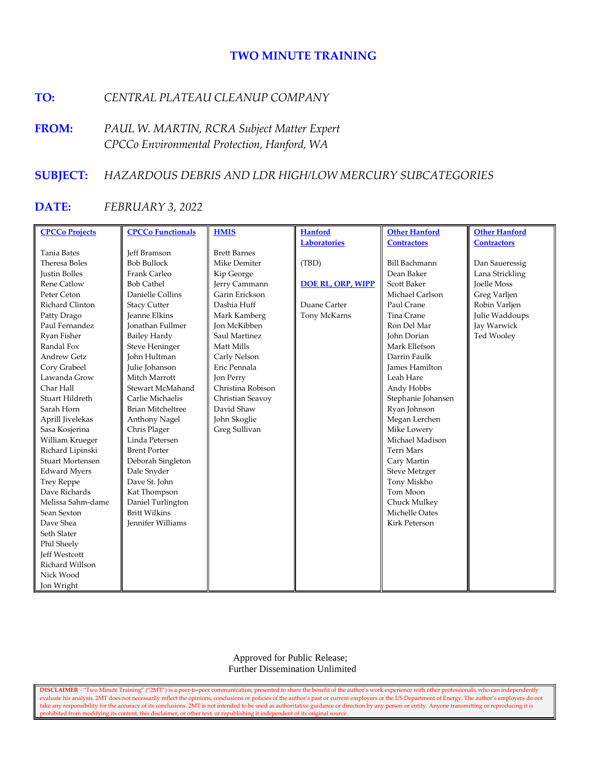# TWO MINUTE TRAINING

**TO:** *CENTRAL PLATEAU CLEANUP COMPANY*

**FROM:** *PAUL W. MARTIN, RCRA Subject Matter Expert*
*CPCCo Environmental Protection, Hanford, WA*

**SUBJECT:** *HAZARDOUS DEBRIS AND LDR HIGH/LOW MERCURY SUBCATEGORIES*

**DATE:** *FEBRUARY 3, 2022*

| CPCCo Projects | CPCCo Functionals | HMIS | Hanford Laboratories | Other Hanford Contractors | Other Hanford Contractors |
|---|---|---|---|---|---|
| Tania Bates | Jeff Bramson | Brett Barnes | | | |
| Theresa Boles | Bob Bullock | Mike Demiter | (TBD) | Bill Bachmann | Dan Saueressig |
| Justin Bolles | Frank Carleo | Kip George | | Dean Baker | Lana Strickling |
| Rene Catlow | Bob Cathel | Jerry Cammann | **DOE RL, ORP, WIPP** | Scott Baker | Joelle Moss |
| Peter Ceton | Danielle Collins | Garin Erickson | | Michael Carlson | Greg Varljen |
| Richard Clinton | Stacy Cutter | Dashia Huff | Duane Carter | Paul Crane | Robin Varljen |
| Patty Drago | Jeanne Elkins | Mark Kamberg | Tony McKarns | Tina Crane | Julie Waddoups |
| Paul Fernandez | Jonathan Fullmer | Jon McKibben | | Ron Del Mar | Jay Warwick |
| Ryan Fisher | Bailey Hardy | Saul Martinez | | John Dorian | Ted Wooley |
| Randal Fox | Steve Heninger | Matt Mills | | Mark Ellefson | |
| Andrew Getz | John Hultman | Carly Nelson | | Darrin Faulk | |
| Cory Grabeel | Julie Johanson | Eric Pennala | | James Hamilton | |
| Lawanda Grow | Mitch Marrott | Jon Perry | | Leah Hare | |
| Char Hall | Stewart McMahand | Christina Robison | | Andy Hobbs | |
| Stuart Hildreth | Carlie Michaelis | Christian Seavoy | | Stephanie Johansen | |
| Sarah Horn | Brian Mitcheltree | David Shaw | | Ryan Johnson | |
| Aprill Jivelekas | Anthony Nagel | John Skoglie | | Megan Lerchen | |
| Sasa Kosjerina | Chris Plager | Greg Sullivan | | Mike Lowery | |
| William Krueger | Linda Petersen | | | Michael Madison | |
| Richard Lipinski | Brent Porter | | | Terri Mars | |
| Stuart Mortensen | Deborah Singleton | | | Cary Martin | |
| Edward Myers | Dale Snyder | | | Steve Metzger | |
| Trey Reppe | Dave St. John | | | Tony Miskho | |
| Dave Richards | Kat Thompson | | | Tom Moon | |
| Melissa Sahm-dame | Daniel Turlington | | | Chuck Mulkey | |
| Sean Sexton | Britt Wilkins | | | Michelle Oates | |
| Dave Shea | Jennifer Williams | | | Kirk Peterson | |
| Seth Slater | | | | | |
| Phil Sheely | | | | | |
| Jeff Westcott | | | | | |
| Richard Willson | | | | | |
| Nick Wood | | | | | |
| Jon Wright | | | | | |

Approved for Public Release;
Further Dissemination Unlimited

**DISCLAIMER** - "Two Minute Training" ("2MT") is a peer-to-peer communication, presented to share the benefit of the author's work experience with other professionals, who can independently evaluate his analysis. 2MT does not necessarily reflect the opinions, conclusions or policies of the author's past or current employers or the US Department of Energy. The author's employers do not take any responsibility for the accuracy of its conclusions. 2MT is not intended to be used as authoritative guidance or direction by any person or entity. Anyone transmitting or reproducing it is prohibited from modifying its content, this disclaimer, or other text, or republishing it independent of its original source.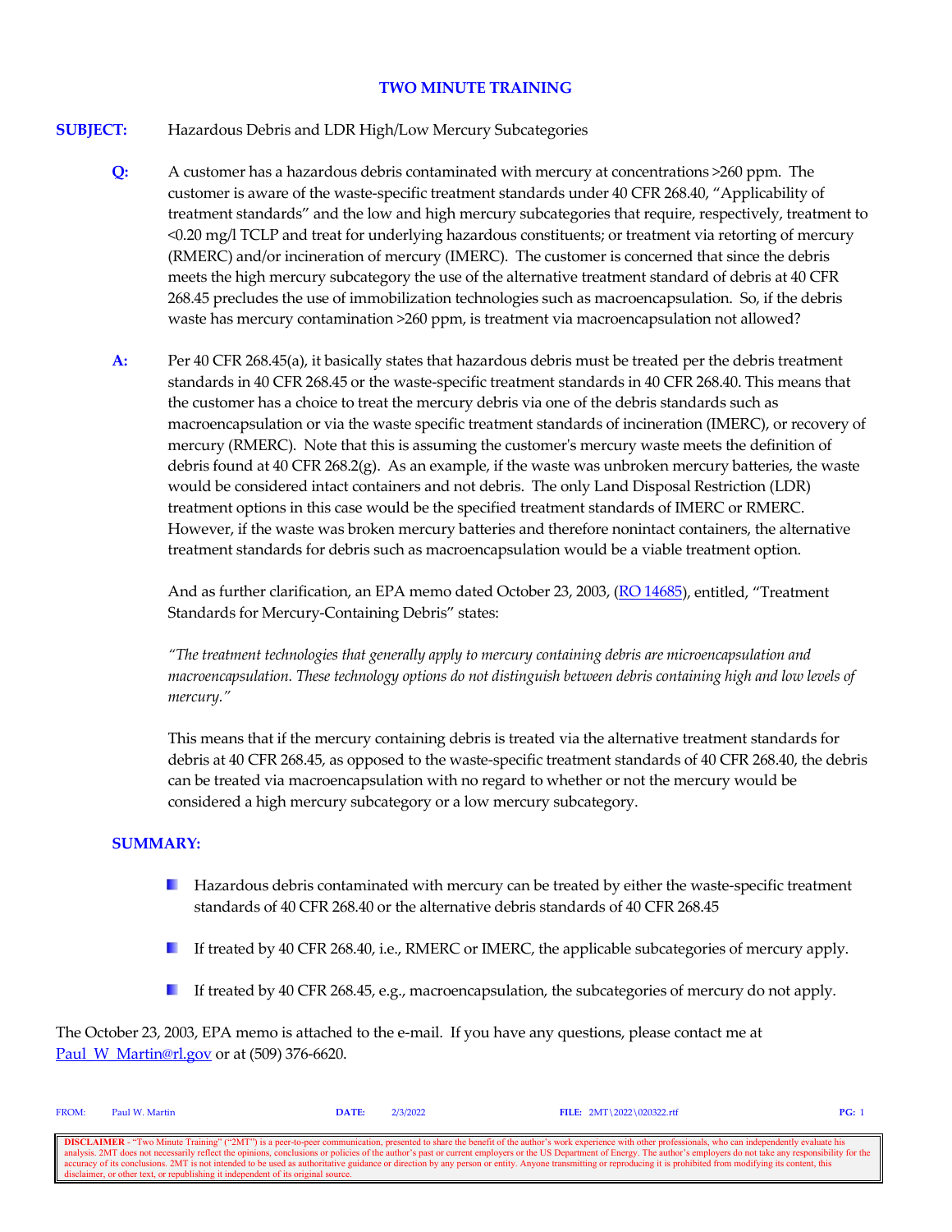# TWO MINUTE TRAINING

**SUBJECT:** Hazardous Debris and LDR High/Low Mercury Subcategories

**Q:** A customer has a hazardous debris contaminated with mercury at concentrations >260 ppm. The customer is aware of the waste-specific treatment standards under 40 CFR 268.40, "Applicability of treatment standards" and the low and high mercury subcategories that require, respectively, treatment to <0.20 mg/l TCLP and treat for underlying hazardous constituents; or treatment via retorting of mercury (RMERC) and/or incineration of mercury (IMERC). The customer is concerned that since the debris meets the high mercury subcategory the use of the alternative treatment standard of debris at 40 CFR 268.45 precludes the use of immobilization technologies such as macroencapsulation. So, if the debris waste has mercury contamination >260 ppm, is treatment via macroencapsulation not allowed?

**A:** Per 40 CFR 268.45(a), it basically states that hazardous debris must be treated per the debris treatment standards in 40 CFR 268.45 or the waste-specific treatment standards in 40 CFR 268.40. This means that the customer has a choice to treat the mercury debris via one of the debris standards such as macroencapsulation or via the waste specific treatment standards of incineration (IMERC), or recovery of mercury (RMERC). Note that this is assuming the customer's mercury waste meets the definition of debris found at 40 CFR 268.2(g). As an example, if the waste was unbroken mercury batteries, the waste would be considered intact containers and not debris. The only Land Disposal Restriction (LDR) treatment options in this case would be the specified treatment standards of IMERC or RMERC. However, if the waste was broken mercury batteries and therefore nonintact containers, the alternative treatment standards for debris such as macroencapsulation would be a viable treatment option.

And as further clarification, an EPA memo dated October 23, 2003, (RO 14685), entitled, "Treatment Standards for Mercury-Containing Debris" states:

*"The treatment technologies that generally apply to mercury containing debris are microencapsulation and macroencapsulation. These technology options do not distinguish between debris containing high and low levels of mercury."*

This means that if the mercury containing debris is treated via the alternative treatment standards for debris at 40 CFR 268.45, as opposed to the waste-specific treatment standards of 40 CFR 268.40, the debris can be treated via macroencapsulation with no regard to whether or not the mercury would be considered a high mercury subcategory or a low mercury subcategory.

**SUMMARY:**

- Hazardous debris contaminated with mercury can be treated by either the waste-specific treatment standards of 40 CFR 268.40 or the alternative debris standards of 40 CFR 268.45
- If treated by 40 CFR 268.40, i.e., RMERC or IMERC, the applicable subcategories of mercury apply.
- If treated by 40 CFR 268.45, e.g., macroencapsulation, the subcategories of mercury do not apply.

The October 23, 2003, EPA memo is attached to the e-mail. If you have any questions, please contact me at Paul_W_Martin@rl.gov or at (509) 376-6620.

FROM: Paul W. Martin DATE: 2/3/2022 FILE: 2MT\2022\020322.rtf

**DISCLAIMER** - "Two Minute Training" ("2MT") is a peer-to-peer communication, presented to share the benefit of the author's work experience with other professionals, who can independently evaluate his analysis. 2MT does not necessarily reflect the opinions, conclusions or policies of the author's past or current employers or the US Department of Energy. The author's employers do not take any responsibility for the accuracy of its conclusions. 2MT is not intended to be used as authoritative guidance or direction by any person or entity. Anyone transmitting or reproducing it is prohibited from modifying its content, this disclaimer, or other text, or republishing it independent of its original source.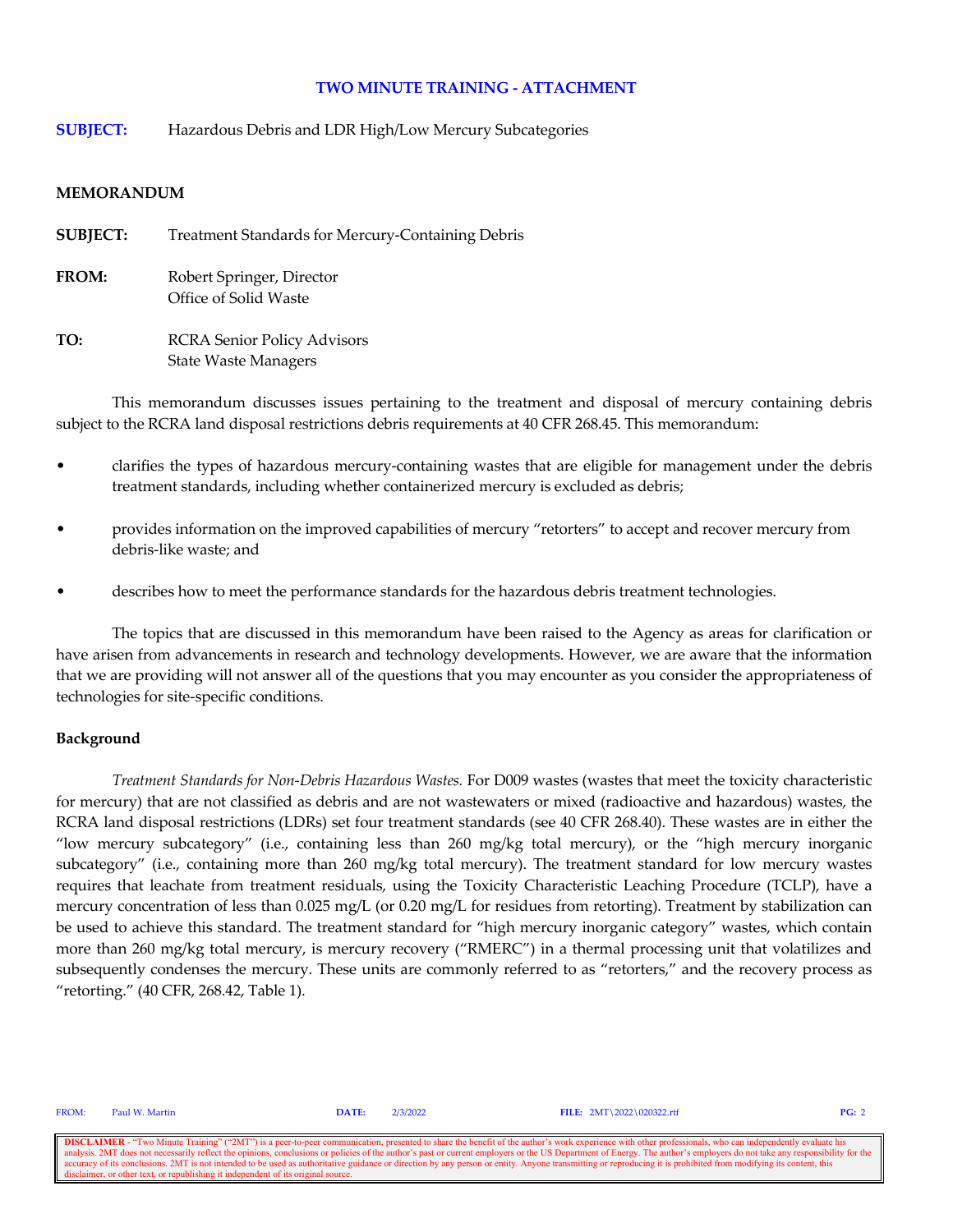**TWO MINUTE TRAINING - ATTACHMENT**

**SUBJECT:** Hazardous Debris and LDR High/Low Mercury Subcategories

**MEMORANDUM**

**SUBJECT:** Treatment Standards for Mercury-Containing Debris

**FROM:** Robert Springer, Director
Office of Solid Waste

**TO:** RCRA Senior Policy Advisors
State Waste Managers

This memorandum discusses issues pertaining to the treatment and disposal of mercury containing debris subject to the RCRA land disposal restrictions debris requirements at 40 CFR 268.45. This memorandum:

- clarifies the types of hazardous mercury-containing wastes that are eligible for management under the debris treatment standards, including whether containerized mercury is excluded as debris;
- provides information on the improved capabilities of mercury "retorters" to accept and recover mercury from debris-like waste; and
- describes how to meet the performance standards for the hazardous debris treatment technologies.

The topics that are discussed in this memorandum have been raised to the Agency as areas for clarification or have arisen from advancements in research and technology developments. However, we are aware that the information that we are providing will not answer all of the questions that you may encounter as you consider the appropriateness of technologies for site-specific conditions.

**Background**

*Treatment Standards for Non-Debris Hazardous Wastes.* For D009 wastes (wastes that meet the toxicity characteristic for mercury) that are not classified as debris and are not wastewaters or mixed (radioactive and hazardous) wastes, the RCRA land disposal restrictions (LDRs) set four treatment standards (see 40 CFR 268.40). These wastes are in either the "low mercury subcategory" (i.e., containing less than 260 mg/kg total mercury), or the "high mercury inorganic subcategory" (i.e., containing more than 260 mg/kg total mercury). The treatment standard for low mercury wastes requires that leachate from treatment residuals, using the Toxicity Characteristic Leaching Procedure (TCLP), have a mercury concentration of less than 0.025 mg/L (or 0.20 mg/L for residues from retorting). Treatment by stabilization can be used to achieve this standard. The treatment standard for "high mercury inorganic category" wastes, which contain more than 260 mg/kg total mercury, is mercury recovery ("RMERC") in a thermal processing unit that volatilizes and subsequently condenses the mercury. These units are commonly referred to as "retorters," and the recovery process as "retorting." (40 CFR, 268.42, Table 1).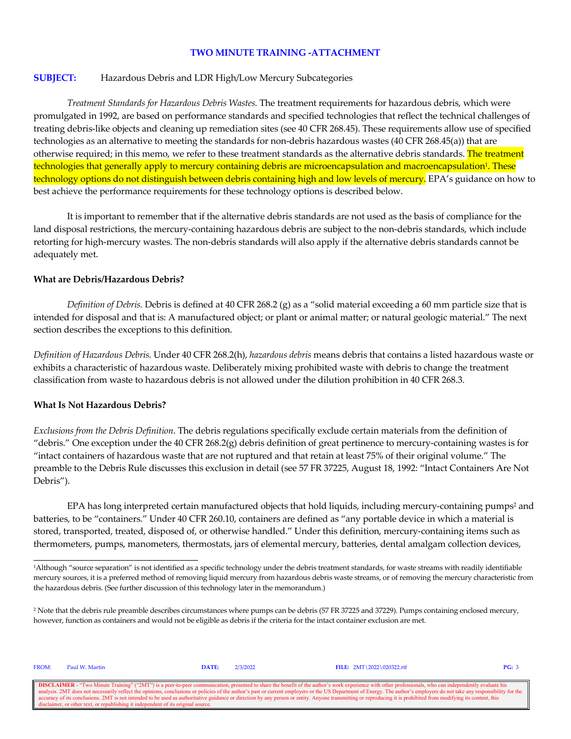## TWO MINUTE TRAINING -ATTACHMENT

**SUBJECT:** Hazardous Debris and LDR High/Low Mercury Subcategories

*Treatment Standards for Hazardous Debris Wastes.* The treatment requirements for hazardous debris, which were promulgated in 1992, are based on performance standards and specified technologies that reflect the technical challenges of treating debris-like objects and cleaning up remediation sites (see 40 CFR 268.45). These requirements allow use of specified technologies as an alternative to meeting the standards for non-debris hazardous wastes (40 CFR 268.45(a)) that are otherwise required; in this memo, we refer to these treatment standards as the alternative debris standards. The treatment technologies that generally apply to mercury containing debris are microencapsulation and macroencapsulation[1]. These technology options do not distinguish between debris containing high and low levels of mercury. EPA's guidance on how to best achieve the performance requirements for these technology options is described below.

It is important to remember that if the alternative debris standards are not used as the basis of compliance for the land disposal restrictions, the mercury-containing hazardous debris are subject to the non-debris standards, which include retorting for high-mercury wastes. The non-debris standards will also apply if the alternative debris standards cannot be adequately met.

### What are Debris/Hazardous Debris?

*Definition of Debris.* Debris is defined at 40 CFR 268.2 (g) as a "solid material exceeding a 60 mm particle size that is intended for disposal and that is: A manufactured object; or plant or animal matter; or natural geologic material." The next section describes the exceptions to this definition.

*Definition of Hazardous Debris.* Under 40 CFR 268.2(h), *hazardous debris* means debris that contains a listed hazardous waste or exhibits a characteristic of hazardous waste. Deliberately mixing prohibited waste with debris to change the treatment classification from waste to hazardous debris is not allowed under the dilution prohibition in 40 CFR 268.3.

### What Is Not Hazardous Debris?

*Exclusions from the Debris Definition*. The debris regulations specifically exclude certain materials from the definition of "debris." One exception under the 40 CFR 268.2(g) debris definition of great pertinence to mercury-containing wastes is for "intact containers of hazardous waste that are not ruptured and that retain at least 75% of their original volume." The preamble to the Debris Rule discusses this exclusion in detail (see 57 FR 37225, August 18, 1992: "Intact Containers Are Not Debris").

EPA has long interpreted certain manufactured objects that hold liquids, including mercury-containing pumps[2] and batteries, to be "containers." Under 40 CFR 260.10, containers are defined as "any portable device in which a material is stored, transported, treated, disposed of, or otherwise handled." Under this definition, mercury-containing items such as thermometers, pumps, manometers, thermostats, jars of elemental mercury, batteries, dental amalgam collection devices,

---

[1]Although "source separation" is not identified as a specific technology under the debris treatment standards, for waste streams with readily identifiable mercury sources, it is a preferred method of removing liquid mercury from hazardous debris waste streams, or of removing the mercury characteristic from the hazardous debris. (See further discussion of this technology later in the memorandum.)

[2] Note that the debris rule preamble describes circumstances where pumps can be debris (57 FR 37225 and 37229). Pumps containing enclosed mercury, however, function as containers and would not be eligible as debris if the criteria for the intact container exclusion are met.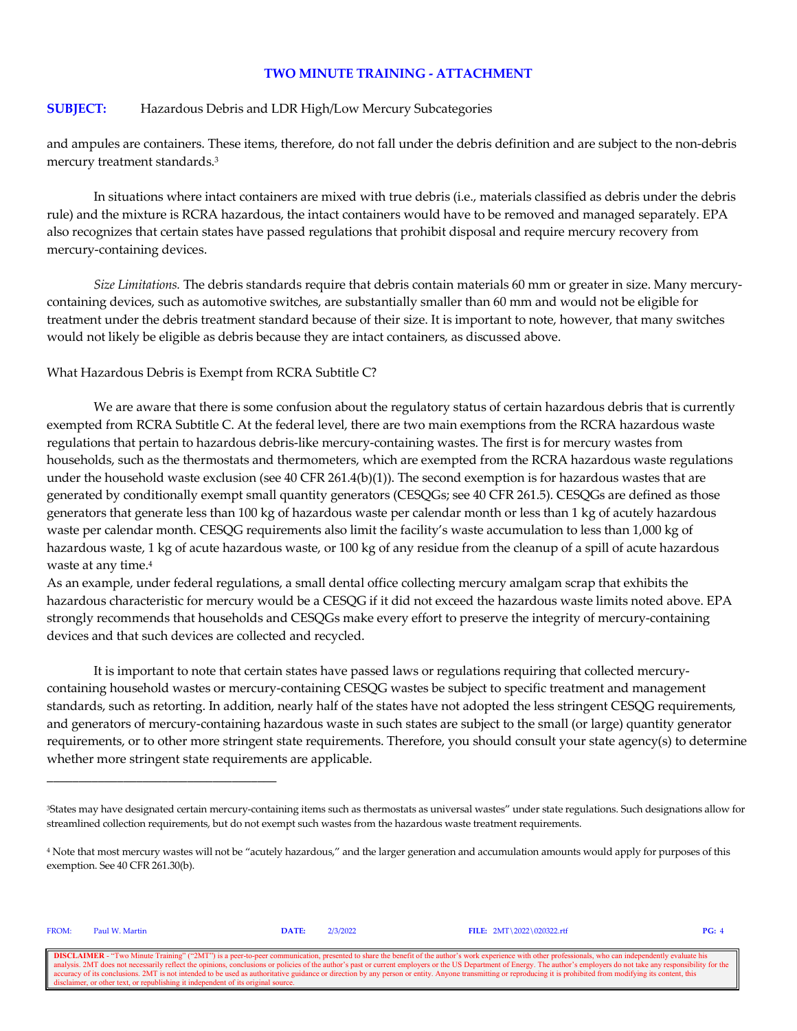and ampules are containers. These items, therefore, do not fall under the debris definition and are subject to the non-debris mercury treatment standards.[3]

In situations where intact containers are mixed with true debris (i.e., materials classified as debris under the debris rule) and the mixture is RCRA hazardous, the intact containers would have to be removed and managed separately. EPA also recognizes that certain states have passed regulations that prohibit disposal and require mercury recovery from mercury-containing devices.

*Size Limitations.* The debris standards require that debris contain materials 60 mm or greater in size. Many mercury-containing devices, such as automotive switches, are substantially smaller than 60 mm and would not be eligible for treatment under the debris treatment standard because of their size. It is important to note, however, that many switches would not likely be eligible as debris because they are intact containers, as discussed above.

What Hazardous Debris is Exempt from RCRA Subtitle C?

We are aware that there is some confusion about the regulatory status of certain hazardous debris that is currently exempted from RCRA Subtitle C. At the federal level, there are two main exemptions from the RCRA hazardous waste regulations that pertain to hazardous debris-like mercury-containing wastes. The first is for mercury wastes from households, such as the thermostats and thermometers, which are exempted from the RCRA hazardous waste regulations under the household waste exclusion (see 40 CFR 261.4(b)(1)). The second exemption is for hazardous wastes that are generated by conditionally exempt small quantity generators (CESQGs; see 40 CFR 261.5). CESQGs are defined as those generators that generate less than 100 kg of hazardous waste per calendar month or less than 1 kg of acutely hazardous waste per calendar month. CESQG requirements also limit the facility's waste accumulation to less than 1,000 kg of hazardous waste, 1 kg of acute hazardous waste, or 100 kg of any residue from the cleanup of a spill of acute hazardous waste at any time.[4]

As an example, under federal regulations, a small dental office collecting mercury amalgam scrap that exhibits the hazardous characteristic for mercury would be a CESQG if it did not exceed the hazardous waste limits noted above. EPA strongly recommends that households and CESQGs make every effort to preserve the integrity of mercury-containing devices and that such devices are collected and recycled.

It is important to note that certain states have passed laws or regulations requiring that collected mercury-containing household wastes or mercury-containing CESQG wastes be subject to specific treatment and management standards, such as retorting. In addition, nearly half of the states have not adopted the less stringent CESQG requirements, and generators of mercury-containing hazardous waste in such states are subject to the small (or large) quantity generator requirements, or to other more stringent state requirements. Therefore, you should consult your state agency(s) to determine whether more stringent state requirements are applicable.

---

[3] States may have designated certain mercury-containing items such as thermostats as universal wastes" under state regulations. Such designations allow for streamlined collection requirements, but do not exempt such wastes from the hazardous waste treatment requirements.

[4] Note that most mercury wastes will not be "acutely hazardous," and the larger generation and accumulation amounts would apply for purposes of this exemption. See 40 CFR 261.30(b).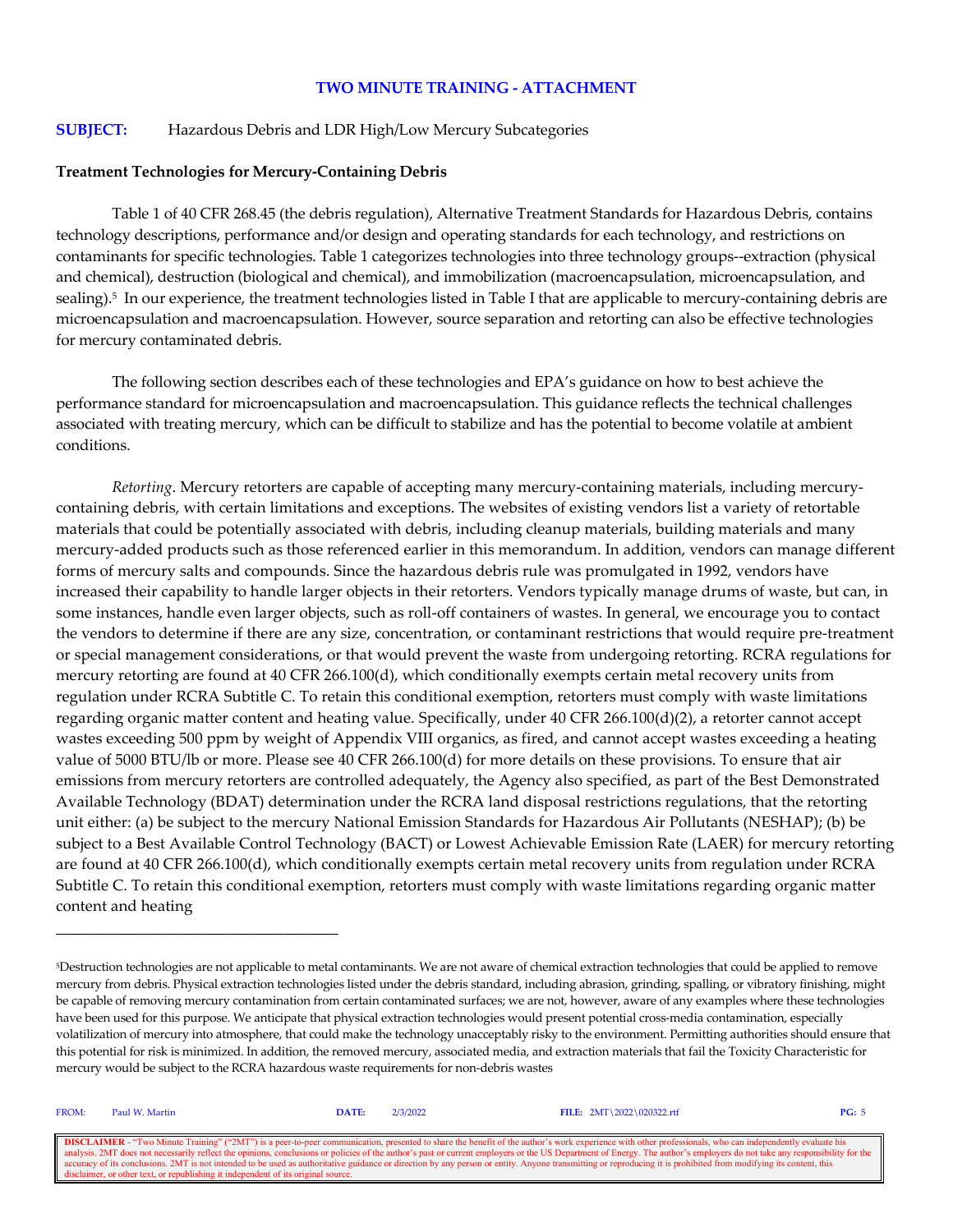**TWO MINUTE TRAINING - ATTACHMENT**

**SUBJECT:** Hazardous Debris and LDR High/Low Mercury Subcategories

**Treatment Technologies for Mercury-Containing Debris**

Table 1 of 40 CFR 268.45 (the debris regulation), Alternative Treatment Standards for Hazardous Debris, contains technology descriptions, performance and/or design and operating standards for each technology, and restrictions on contaminants for specific technologies. Table 1 categorizes technologies into three technology groups--extraction (physical and chemical), destruction (biological and chemical), and immobilization (macroencapsulation, microencapsulation, and sealing).[5] In our experience, the treatment technologies listed in Table I that are applicable to mercury-containing debris are microencapsulation and macroencapsulation. However, source separation and retorting can also be effective technologies for mercury contaminated debris.

The following section describes each of these technologies and EPA's guidance on how to best achieve the performance standard for microencapsulation and macroencapsulation. This guidance reflects the technical challenges associated with treating mercury, which can be difficult to stabilize and has the potential to become volatile at ambient conditions.

*Retorting*. Mercury retorters are capable of accepting many mercury-containing materials, including mercury-containing debris, with certain limitations and exceptions. The websites of existing vendors list a variety of retortable materials that could be potentially associated with debris, including cleanup materials, building materials and many mercury-added products such as those referenced earlier in this memorandum. In addition, vendors can manage different forms of mercury salts and compounds. Since the hazardous debris rule was promulgated in 1992, vendors have increased their capability to handle larger objects in their retorters. Vendors typically manage drums of waste, but can, in some instances, handle even larger objects, such as roll-off containers of wastes. In general, we encourage you to contact the vendors to determine if there are any size, concentration, or contaminant restrictions that would require pre-treatment or special management considerations, or that would prevent the waste from undergoing retorting. RCRA regulations for mercury retorting are found at 40 CFR 266.100(d), which conditionally exempts certain metal recovery units from regulation under RCRA Subtitle C. To retain this conditional exemption, retorters must comply with waste limitations regarding organic matter content and heating value. Specifically, under 40 CFR 266.100(d)(2), a retorter cannot accept wastes exceeding 500 ppm by weight of Appendix VIII organics, as fired, and cannot accept wastes exceeding a heating value of 5000 BTU/lb or more. Please see 40 CFR 266.100(d) for more details on these provisions. To ensure that air emissions from mercury retorters are controlled adequately, the Agency also specified, as part of the Best Demonstrated Available Technology (BDAT) determination under the RCRA land disposal restrictions regulations, that the retorting unit either: (a) be subject to the mercury National Emission Standards for Hazardous Air Pollutants (NESHAP); (b) be subject to a Best Available Control Technology (BACT) or Lowest Achievable Emission Rate (LAER) for mercury retorting are found at 40 CFR 266.100(d), which conditionally exempts certain metal recovery units from regulation under RCRA Subtitle C. To retain this conditional exemption, retorters must comply with waste limitations regarding organic matter content and heating

---

[5]Destruction technologies are not applicable to metal contaminants. We are not aware of chemical extraction technologies that could be applied to remove mercury from debris. Physical extraction technologies listed under the debris standard, including abrasion, grinding, spalling, or vibratory finishing, might be capable of removing mercury contamination from certain contaminated surfaces; we are not, however, aware of any examples where these technologies have been used for this purpose. We anticipate that physical extraction technologies would present potential cross-media contamination, especially volatilization of mercury into atmosphere, that could make the technology unacceptably risky to the environment. Permitting authorities should ensure that this potential for risk is minimized. In addition, the removed mercury, associated media, and extraction materials that fail the Toxicity Characteristic for mercury would be subject to the RCRA hazardous waste requirements for non-debris wastes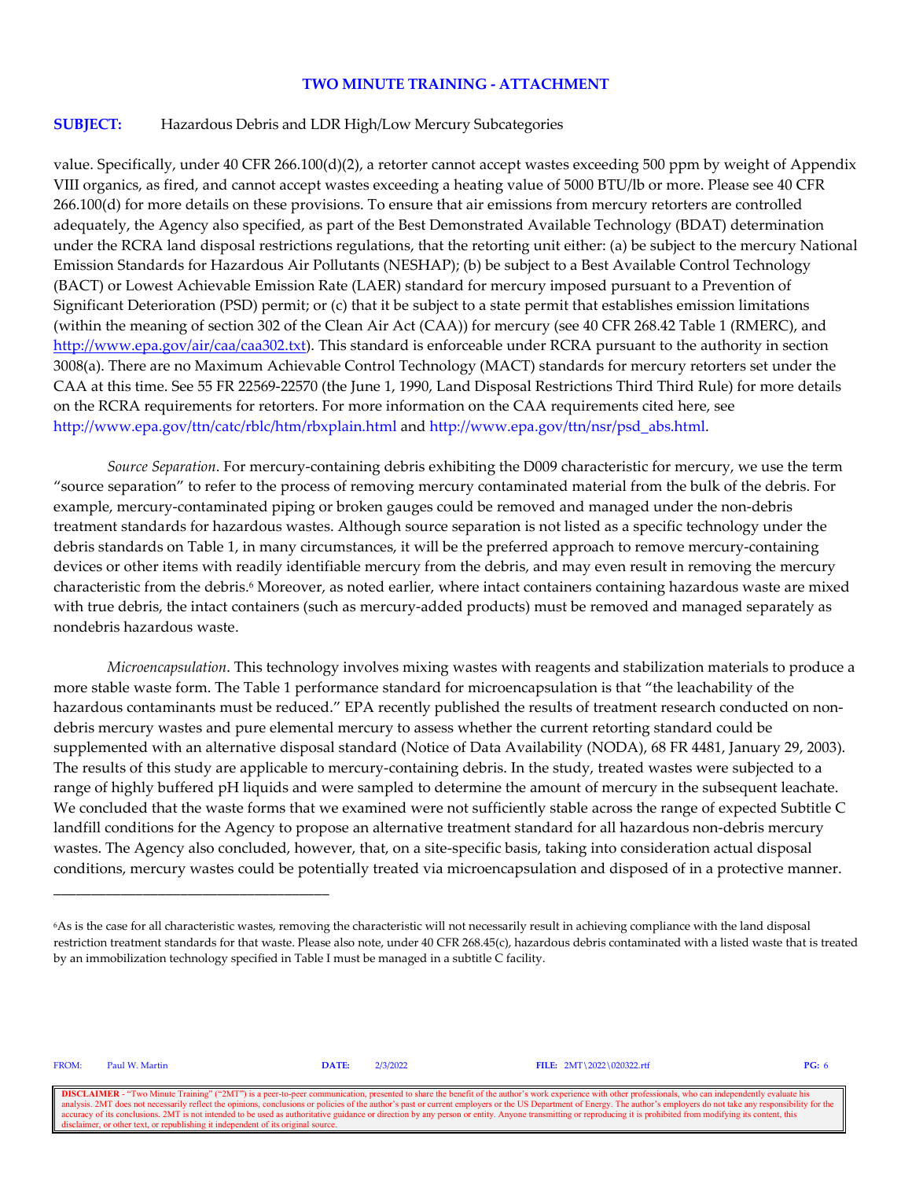value. Specifically, under 40 CFR 266.100(d)(2), a retorter cannot accept wastes exceeding 500 ppm by weight of Appendix VIII organics, as fired, and cannot accept wastes exceeding a heating value of 5000 BTU/lb or more. Please see 40 CFR 266.100(d) for more details on these provisions. To ensure that air emissions from mercury retorters are controlled adequately, the Agency also specified, as part of the Best Demonstrated Available Technology (BDAT) determination under the RCRA land disposal restrictions regulations, that the retorting unit either: (a) be subject to the mercury National Emission Standards for Hazardous Air Pollutants (NESHAP); (b) be subject to a Best Available Control Technology (BACT) or Lowest Achievable Emission Rate (LAER) standard for mercury imposed pursuant to a Prevention of Significant Deterioration (PSD) permit; or (c) that it be subject to a state permit that establishes emission limitations (within the meaning of section 302 of the Clean Air Act (CAA)) for mercury (see 40 CFR 268.42 Table 1 (RMERC), and http://www.epa.gov/air/caa/caa302.txt). This standard is enforceable under RCRA pursuant to the authority in section 3008(a). There are no Maximum Achievable Control Technology (MACT) standards for mercury retorters set under the CAA at this time. See 55 FR 22569-22570 (the June 1, 1990, Land Disposal Restrictions Third Third Rule) for more details on the RCRA requirements for retorters. For more information on the CAA requirements cited here, see http://www.epa.gov/ttn/catc/rblc/htm/rbxplain.html and http://www.epa.gov/ttn/nsr/psd_abs.html.

*Source Separation*. For mercury-containing debris exhibiting the D009 characteristic for mercury, we use the term "source separation" to refer to the process of removing mercury contaminated material from the bulk of the debris. For example, mercury-contaminated piping or broken gauges could be removed and managed under the non-debris treatment standards for hazardous wastes. Although source separation is not listed as a specific technology under the debris standards on Table 1, in many circumstances, it will be the preferred approach to remove mercury-containing devices or other items with readily identifiable mercury from the debris, and may even result in removing the mercury characteristic from the debris.[6] Moreover, as noted earlier, where intact containers containing hazardous waste are mixed with true debris, the intact containers (such as mercury-added products) must be removed and managed separately as nondebris hazardous waste.

*Microencapsulation*. This technology involves mixing wastes with reagents and stabilization materials to produce a more stable waste form. The Table 1 performance standard for microencapsulation is that "the leachability of the hazardous contaminants must be reduced." EPA recently published the results of treatment research conducted on non-debris mercury wastes and pure elemental mercury to assess whether the current retorting standard could be supplemented with an alternative disposal standard (Notice of Data Availability (NODA), 68 FR 4481, January 29, 2003). The results of this study are applicable to mercury-containing debris. In the study, treated wastes were subjected to a range of highly buffered pH liquids and were sampled to determine the amount of mercury in the subsequent leachate. We concluded that the waste forms that we examined were not sufficiently stable across the range of expected Subtitle C landfill conditions for the Agency to propose an alternative treatment standard for all hazardous non-debris mercury wastes. The Agency also concluded, however, that, on a site-specific basis, taking into consideration actual disposal conditions, mercury wastes could be potentially treated via microencapsulation and disposed of in a protective manner.

---

[6] As is the case for all characteristic wastes, removing the characteristic will not necessarily result in achieving compliance with the land disposal restriction treatment standards for that waste. Please also note, under 40 CFR 268.45(c), hazardous debris contaminated with a listed waste that is treated by an immobilization technology specified in Table I must be managed in a subtitle C facility.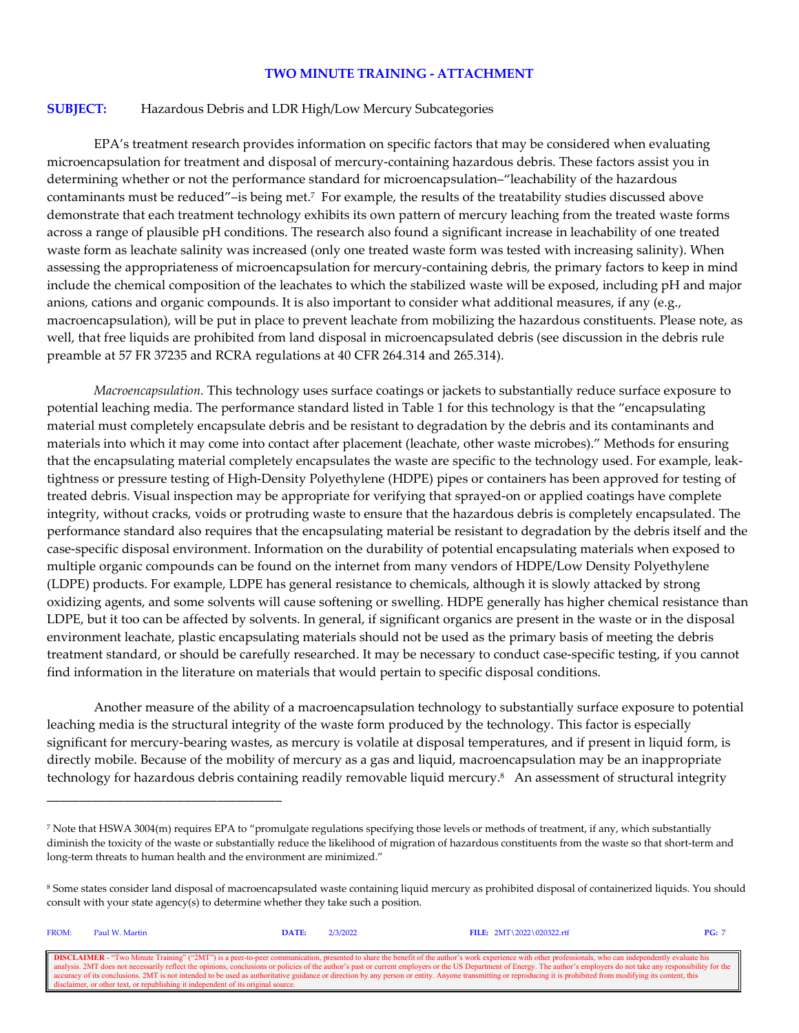**TWO MINUTE TRAINING - ATTACHMENT**

**SUBJECT:** Hazardous Debris and LDR High/Low Mercury Subcategories

EPA's treatment research provides information on specific factors that may be considered when evaluating microencapsulation for treatment and disposal of mercury-containing hazardous debris. These factors assist you in determining whether or not the performance standard for microencapsulation–"leachability of the hazardous contaminants must be reduced"–is being met.[7] For example, the results of the treatability studies discussed above demonstrate that each treatment technology exhibits its own pattern of mercury leaching from the treated waste forms across a range of plausible pH conditions. The research also found a significant increase in leachability of one treated waste form as leachate salinity was increased (only one treated waste form was tested with increasing salinity). When assessing the appropriateness of microencapsulation for mercury-containing debris, the primary factors to keep in mind include the chemical composition of the leachates to which the stabilized waste will be exposed, including pH and major anions, cations and organic compounds. It is also important to consider what additional measures, if any (e.g., macroencapsulation), will be put in place to prevent leachate from mobilizing the hazardous constituents. Please note, as well, that free liquids are prohibited from land disposal in microencapsulated debris (see discussion in the debris rule preamble at 57 FR 37235 and RCRA regulations at 40 CFR 264.314 and 265.314).

*Macroencapsulation.* This technology uses surface coatings or jackets to substantially reduce surface exposure to potential leaching media. The performance standard listed in Table 1 for this technology is that the "encapsulating material must completely encapsulate debris and be resistant to degradation by the debris and its contaminants and materials into which it may come into contact after placement (leachate, other waste microbes)." Methods for ensuring that the encapsulating material completely encapsulates the waste are specific to the technology used. For example, leak-tightness or pressure testing of High-Density Polyethylene (HDPE) pipes or containers has been approved for testing of treated debris. Visual inspection may be appropriate for verifying that sprayed-on or applied coatings have complete integrity, without cracks, voids or protruding waste to ensure that the hazardous debris is completely encapsulated. The performance standard also requires that the encapsulating material be resistant to degradation by the debris itself and the case-specific disposal environment. Information on the durability of potential encapsulating materials when exposed to multiple organic compounds can be found on the internet from many vendors of HDPE/Low Density Polyethylene (LDPE) products. For example, LDPE has general resistance to chemicals, although it is slowly attacked by strong oxidizing agents, and some solvents will cause softening or swelling. HDPE generally has higher chemical resistance than LDPE, but it too can be affected by solvents. In general, if significant organics are present in the waste or in the disposal environment leachate, plastic encapsulating materials should not be used as the primary basis of meeting the debris treatment standard, or should be carefully researched. It may be necessary to conduct case-specific testing, if you cannot find information in the literature on materials that would pertain to specific disposal conditions.

Another measure of the ability of a macroencapsulation technology to substantially surface exposure to potential leaching media is the structural integrity of the waste form produced by the technology. This factor is especially significant for mercury-bearing wastes, as mercury is volatile at disposal temperatures, and if present in liquid form, is directly mobile. Because of the mobility of mercury as a gas and liquid, macroencapsulation may be an inappropriate technology for hazardous debris containing readily removable liquid mercury.[8] An assessment of structural integrity

---

[7] Note that HSWA 3004(m) requires EPA to "promulgate regulations specifying those levels or methods of treatment, if any, which substantially diminish the toxicity of the waste or substantially reduce the likelihood of migration of hazardous constituents from the waste so that short-term and long-term threats to human health and the environment are minimized."

[8] Some states consider land disposal of macroencapsulated waste containing liquid mercury as prohibited disposal of containerized liquids. You should consult with your state agency(s) to determine whether they take such a position.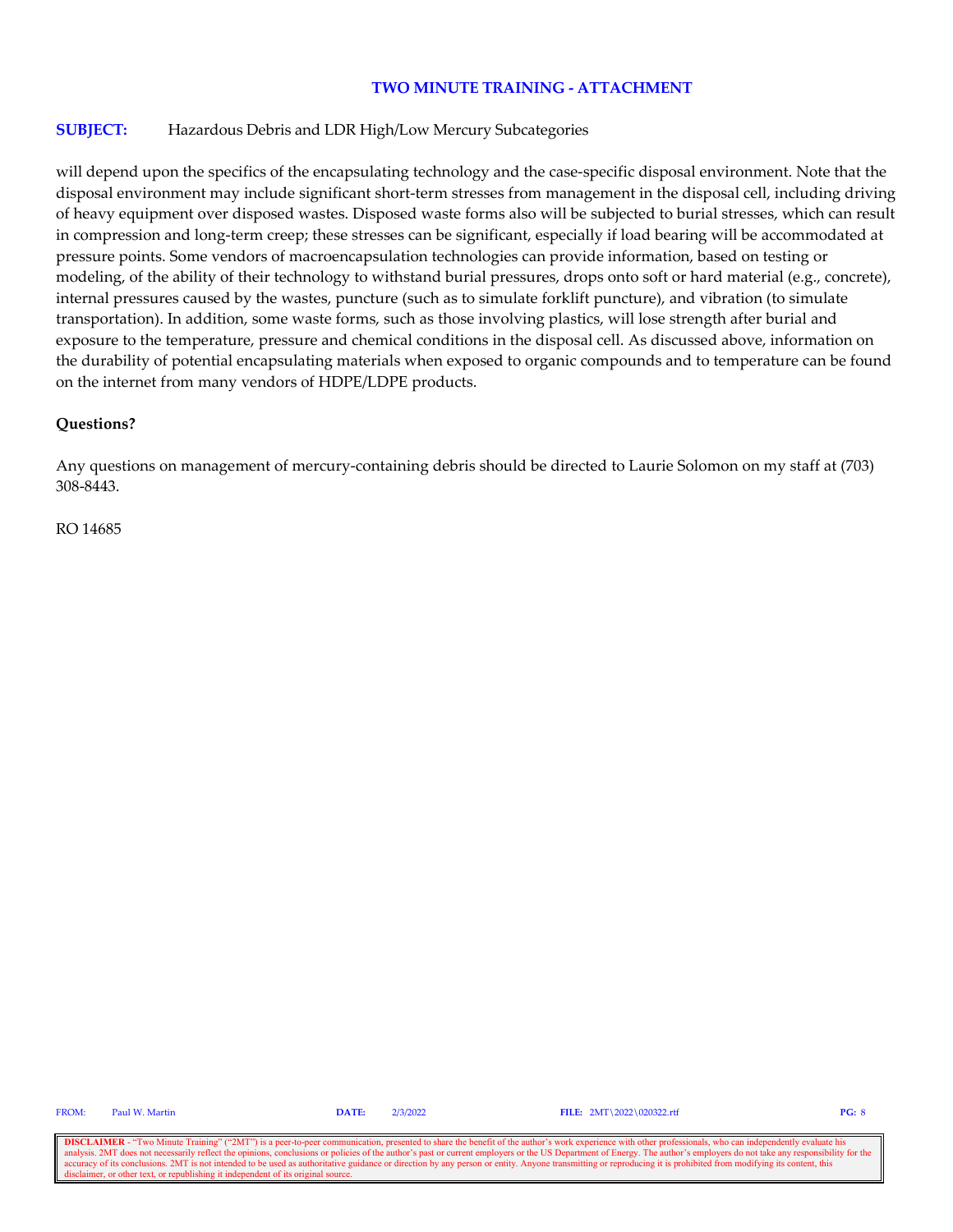will depend upon the specifics of the encapsulating technology and the case-specific disposal environment. Note that the disposal environment may include significant short-term stresses from management in the disposal cell, including driving of heavy equipment over disposed wastes. Disposed waste forms also will be subjected to burial stresses, which can result in compression and long-term creep; these stresses can be significant, especially if load bearing will be accommodated at pressure points. Some vendors of macroencapsulation technologies can provide information, based on testing or modeling, of the ability of their technology to withstand burial pressures, drops onto soft or hard material (e.g., concrete), internal pressures caused by the wastes, puncture (such as to simulate forklift puncture), and vibration (to simulate transportation). In addition, some waste forms, such as those involving plastics, will lose strength after burial and exposure to the temperature, pressure and chemical conditions in the disposal cell. As discussed above, information on the durability of potential encapsulating materials when exposed to organic compounds and to temperature can be found on the internet from many vendors of HDPE/LDPE products.

**Questions?**

Any questions on management of mercury-containing debris should be directed to Laurie Solomon on my staff at (703) 308-8443.

RO 14685